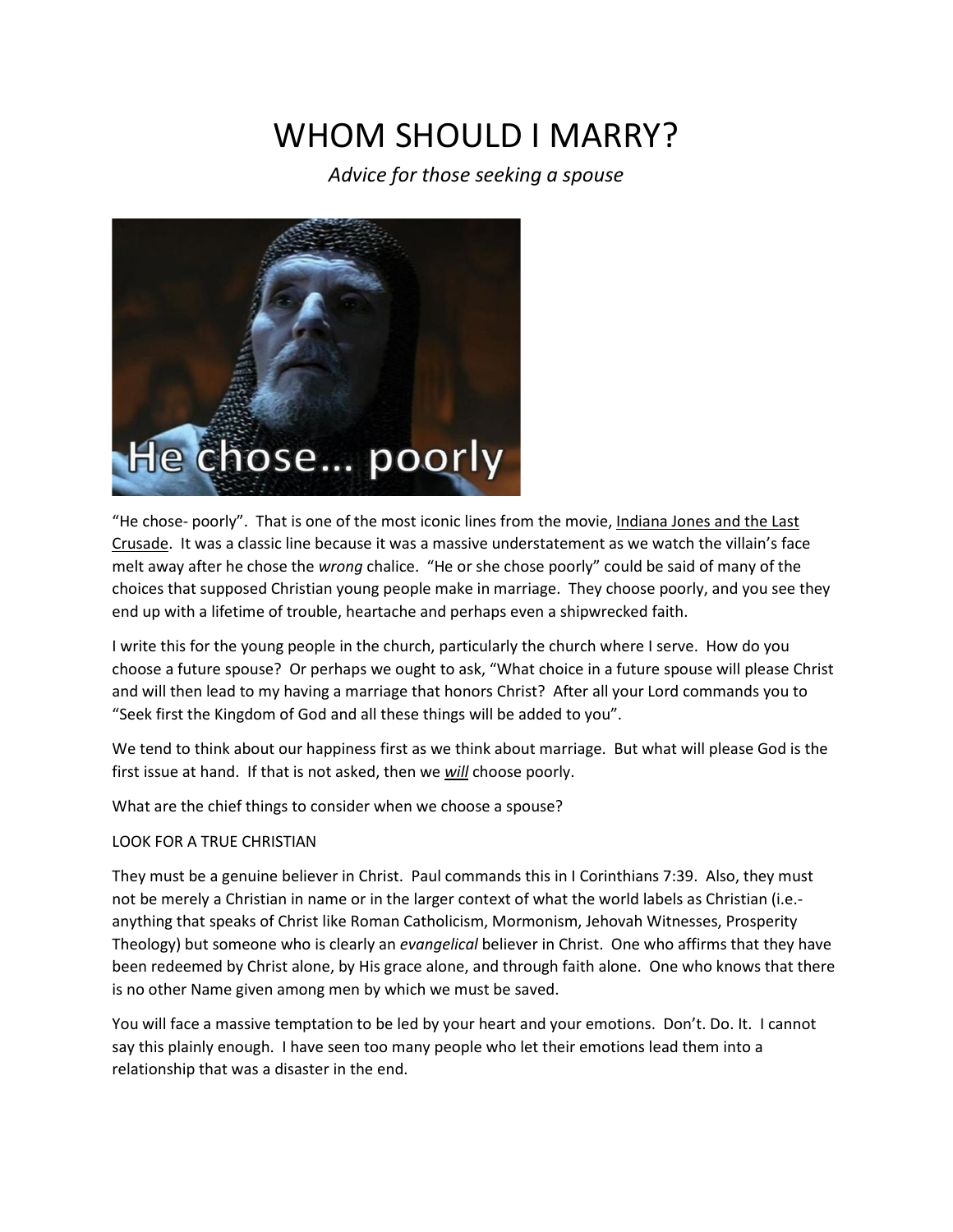# WHOM SHOULD I MARRY?

*Advice for those seeking a spouse*

"He chose- poorly". That is one of the most iconic lines from the movie, Indiana Jones and the Last Crusade. It was a classic line because it was a massive understatement as we watch the villain's face melt away after he chose the *wrong* chalice. "He or she chose poorly" could be said of many of the choices that supposed Christian young people make in marriage. They choose poorly, and you see they end up with a lifetime of trouble, heartache and perhaps even a shipwrecked faith.

I write this for the young people in the church, particularly the church where I serve. How do you choose a future spouse? Or perhaps we ought to ask, "What choice in a future spouse will please Christ and will then lead to my having a marriage that honors Christ? After all your Lord commands you to "Seek first the Kingdom of God and all these things will be added to you".

We tend to think about our happiness first as we think about marriage. But what will please God is the first issue at hand. If that is not asked, then we ***will*** choose poorly.

What are the chief things to consider when we choose a spouse?

LOOK FOR A TRUE CHRISTIAN

They must be a genuine believer in Christ. Paul commands this in I Corinthians 7:39. Also, they must not be merely a Christian in name or in the larger context of what the world labels as Christian (i.e.- anything that speaks of Christ like Roman Catholicism, Mormonism, Jehovah Witnesses, Prosperity Theology) but someone who is clearly an *evangelical* believer in Christ. One who affirms that they have been redeemed by Christ alone, by His grace alone, and through faith alone. One who knows that there is no other Name given among men by which we must be saved.

You will face a massive temptation to be led by your heart and your emotions. Don't. Do. It. I cannot say this plainly enough. I have seen too many people who let their emotions lead them into a relationship that was a disaster in the end.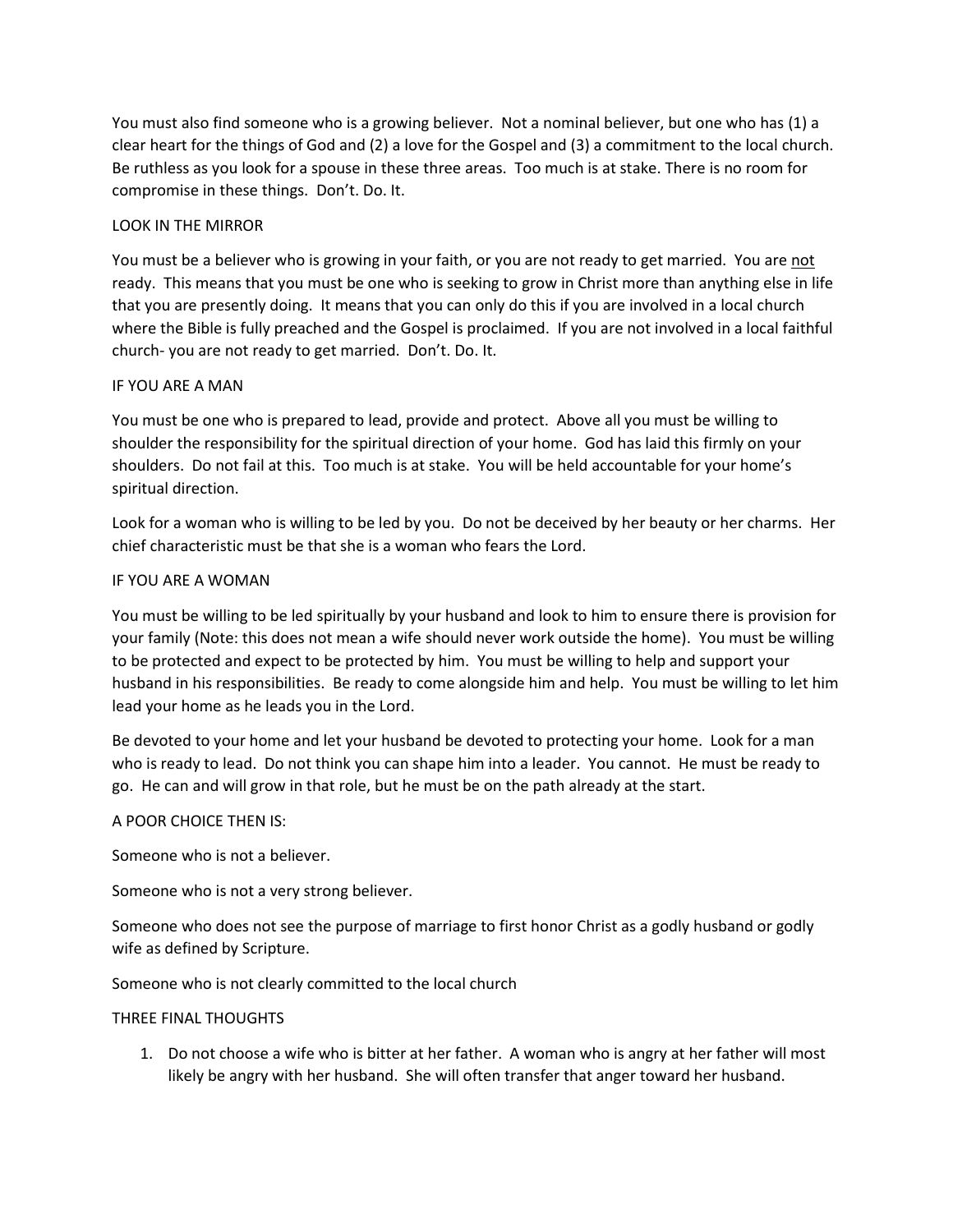You must also find someone who is a growing believer. Not a nominal believer, but one who has (1) a clear heart for the things of God and (2) a love for the Gospel and (3) a commitment to the local church. Be ruthless as you look for a spouse in these three areas. Too much is at stake. There is no room for compromise in these things. Don't. Do. It.

## LOOK IN THE MIRROR

You must be a believer who is growing in your faith, or you are not ready to get married. You are <u>not</u> ready. This means that you must be one who is seeking to grow in Christ more than anything else in life that you are presently doing. It means that you can only do this if you are involved in a local church where the Bible is fully preached and the Gospel is proclaimed. If you are not involved in a local faithful church- you are not ready to get married. Don't. Do. It.

## IF YOU ARE A MAN

You must be one who is prepared to lead, provide and protect. Above all you must be willing to shoulder the responsibility for the spiritual direction of your home. God has laid this firmly on your shoulders. Do not fail at this. Too much is at stake. You will be held accountable for your home's spiritual direction.

Look for a woman who is willing to be led by you. Do not be deceived by her beauty or her charms. Her chief characteristic must be that she is a woman who fears the Lord.

## IF YOU ARE A WOMAN

You must be willing to be led spiritually by your husband and look to him to ensure there is provision for your family (Note: this does not mean a wife should never work outside the home). You must be willing to be protected and expect to be protected by him. You must be willing to help and support your husband in his responsibilities. Be ready to come alongside him and help. You must be willing to let him lead your home as he leads you in the Lord.

Be devoted to your home and let your husband be devoted to protecting your home. Look for a man who is ready to lead. Do not think you can shape him into a leader. You cannot. He must be ready to go. He can and will grow in that role, but he must be on the path already at the start.

## A POOR CHOICE THEN IS:

Someone who is not a believer.

Someone who is not a very strong believer.

Someone who does not see the purpose of marriage to first honor Christ as a godly husband or godly wife as defined by Scripture.

Someone who is not clearly committed to the local church

## THREE FINAL THOUGHTS

1. Do not choose a wife who is bitter at her father. A woman who is angry at her father will most likely be angry with her husband. She will often transfer that anger toward her husband.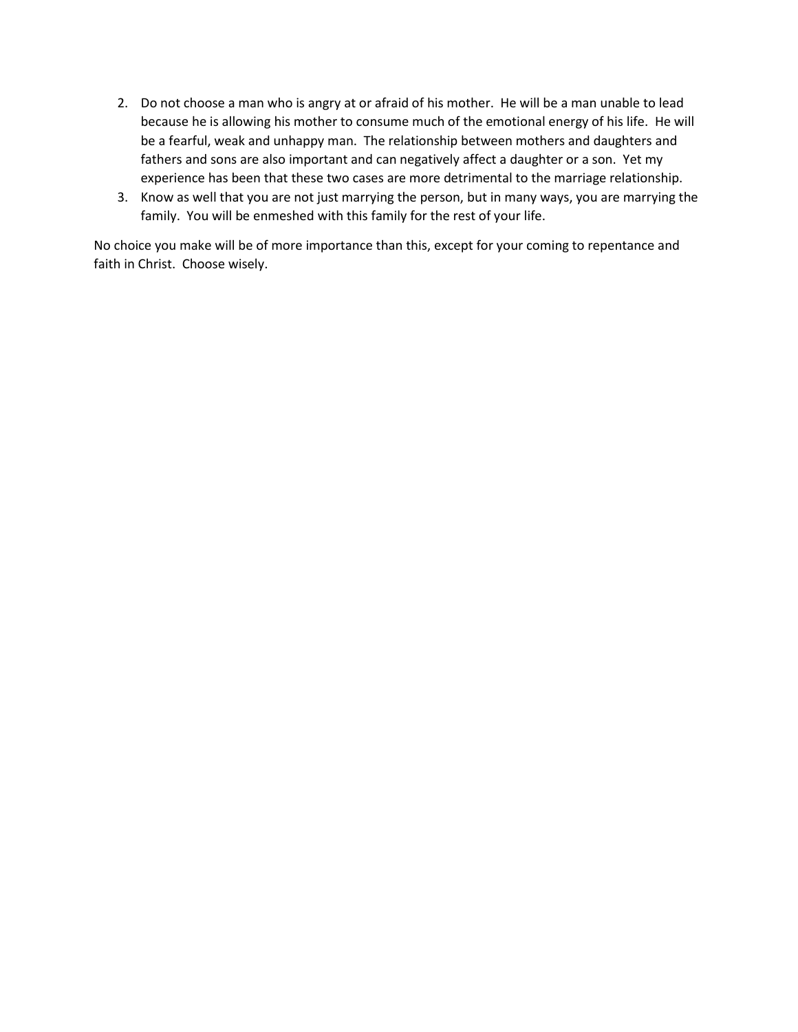2. Do not choose a man who is angry at or afraid of his mother. He will be a man unable to lead because he is allowing his mother to consume much of the emotional energy of his life. He will be a fearful, weak and unhappy man. The relationship between mothers and daughters and fathers and sons are also important and can negatively affect a daughter or a son. Yet my experience has been that these two cases are more detrimental to the marriage relationship.
3. Know as well that you are not just marrying the person, but in many ways, you are marrying the family. You will be enmeshed with this family for the rest of your life.

No choice you make will be of more importance than this, except for your coming to repentance and faith in Christ. Choose wisely.